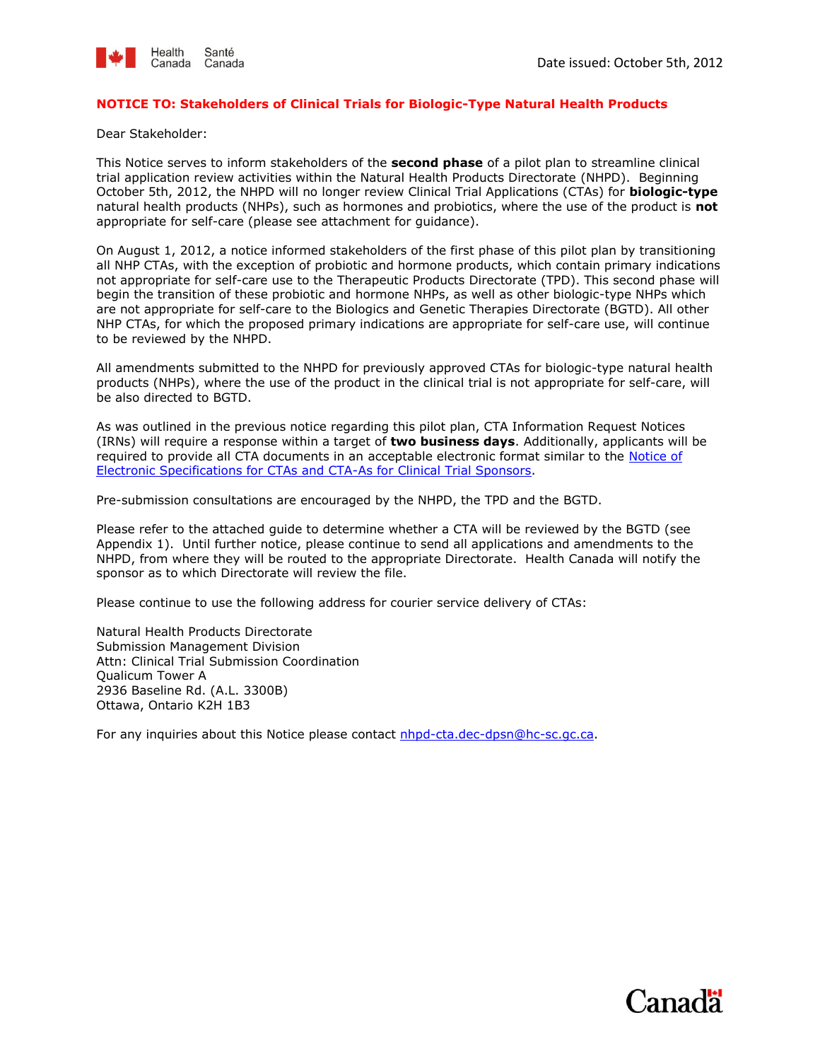Date issued: October 5th, 2012

**NOTICE TO: Stakeholders of Clinical Trials for Biologic-Type Natural Health Products**

Dear Stakeholder:

This Notice serves to inform stakeholders of the **second phase** of a pilot plan to streamline clinical trial application review activities within the Natural Health Products Directorate (NHPD). Beginning October 5th, 2012, the NHPD will no longer review Clinical Trial Applications (CTAs) for **biologic-type** natural health products (NHPs), such as hormones and probiotics, where the use of the product is **not** appropriate for self-care (please see attachment for guidance).

On August 1, 2012, a notice informed stakeholders of the first phase of this pilot plan by transitioning all NHP CTAs, with the exception of probiotic and hormone products, which contain primary indications not appropriate for self-care use to the Therapeutic Products Directorate (TPD). This second phase will begin the transition of these probiotic and hormone NHPs, as well as other biologic-type NHPs which are not appropriate for self-care to the Biologics and Genetic Therapies Directorate (BGTD). All other NHP CTAs, for which the proposed primary indications are appropriate for self-care use, will continue to be reviewed by the NHPD.

All amendments submitted to the NHPD for previously approved CTAs for biologic-type natural health products (NHPs), where the use of the product in the clinical trial is not appropriate for self-care, will be also directed to BGTD.

As was outlined in the previous notice regarding this pilot plan, CTA Information Request Notices (IRNs) will require a response within a target of **two business days**. Additionally, applicants will be required to provide all CTA documents in an acceptable electronic format similar to the Notice of Electronic Specifications for CTAs and CTA-As for Clinical Trial Sponsors.

Pre-submission consultations are encouraged by the NHPD, the TPD and the BGTD.

Please refer to the attached guide to determine whether a CTA will be reviewed by the BGTD (see Appendix 1). Until further notice, please continue to send all applications and amendments to the NHPD, from where they will be routed to the appropriate Directorate. Health Canada will notify the sponsor as to which Directorate will review the file.

Please continue to use the following address for courier service delivery of CTAs:

Natural Health Products Directorate
Submission Management Division
Attn: Clinical Trial Submission Coordination
Qualicum Tower A
2936 Baseline Rd. (A.L. 3300B)
Ottawa, Ontario K2H 1B3

For any inquiries about this Notice please contact nhpd-cta.dec-dpsn@hc-sc.gc.ca.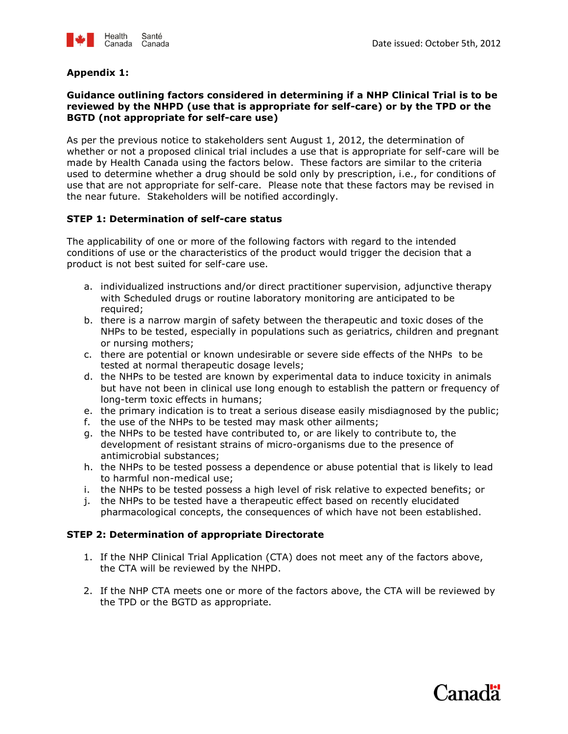Date issued: October 5th, 2012

## Appendix 1:

### Guidance outlining factors considered in determining if a NHP Clinical Trial is to be reviewed by the NHPD (use that is appropriate for self-care) or by the TPD or the BGTD (not appropriate for self-care use)

As per the previous notice to stakeholders sent August 1, 2012, the determination of whether or not a proposed clinical trial includes a use that is appropriate for self-care will be made by Health Canada using the factors below. These factors are similar to the criteria used to determine whether a drug should be sold only by prescription, i.e., for conditions of use that are not appropriate for self-care. Please note that these factors may be revised in the near future. Stakeholders will be notified accordingly.

### STEP 1: Determination of self-care status

The applicability of one or more of the following factors with regard to the intended conditions of use or the characteristics of the product would trigger the decision that a product is not best suited for self-care use.

a. individualized instructions and/or direct practitioner supervision, adjunctive therapy with Scheduled drugs or routine laboratory monitoring are anticipated to be required;
b. there is a narrow margin of safety between the therapeutic and toxic doses of the NHPs to be tested, especially in populations such as geriatrics, children and pregnant or nursing mothers;
c. there are potential or known undesirable or severe side effects of the NHPs to be tested at normal therapeutic dosage levels;
d. the NHPs to be tested are known by experimental data to induce toxicity in animals but have not been in clinical use long enough to establish the pattern or frequency of long-term toxic effects in humans;
e. the primary indication is to treat a serious disease easily misdiagnosed by the public;
f. the use of the NHPs to be tested may mask other ailments;
g. the NHPs to be tested have contributed to, or are likely to contribute to, the development of resistant strains of micro-organisms due to the presence of antimicrobial substances;
h. the NHPs to be tested possess a dependence or abuse potential that is likely to lead to harmful non-medical use;
i. the NHPs to be tested possess a high level of risk relative to expected benefits; or
j. the NHPs to be tested have a therapeutic effect based on recently elucidated pharmacological concepts, the consequences of which have not been established.

### STEP 2: Determination of appropriate Directorate

1. If the NHP Clinical Trial Application (CTA) does not meet any of the factors above, the CTA will be reviewed by the NHPD.

2. If the NHP CTA meets one or more of the factors above, the CTA will be reviewed by the TPD or the BGTD as appropriate.